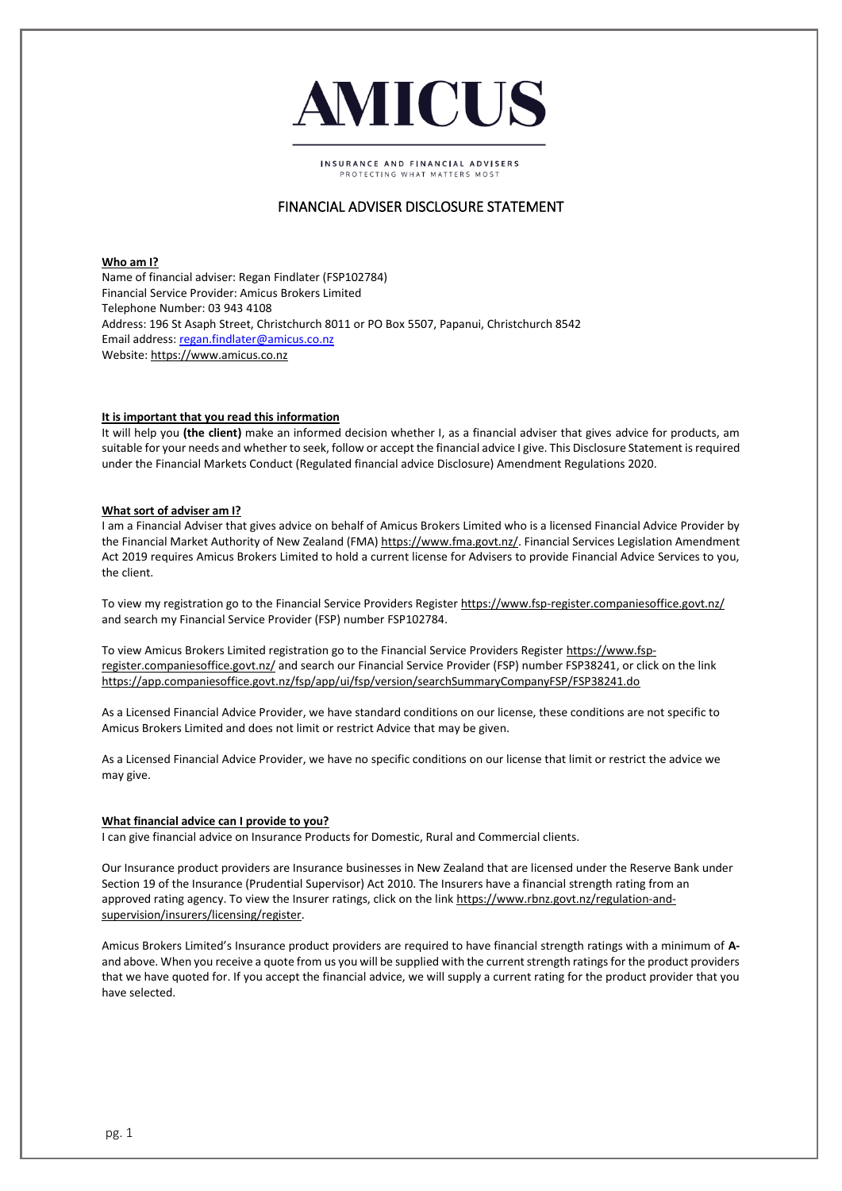# AMICUS

INSURANCE AND FINANCIAL ADVISERS
PROTECTING WHAT MATTERS MOST

## FINANCIAL ADVISER DISCLOSURE STATEMENT

**Who am I?**

Name of financial adviser: Regan Findlater (FSP102784)
Financial Service Provider: Amicus Brokers Limited
Telephone Number: 03 943 4108
Address: 196 St Asaph Street, Christchurch 8011 or PO Box 5507, Papanui, Christchurch 8542
Email address: regan.findlater@amicus.co.nz
Website: https://www.amicus.co.nz

**It is important that you read this information**

It will help you **(the client)** make an informed decision whether I, as a financial adviser that gives advice for products, am suitable for your needs and whether to seek, follow or accept the financial advice I give. This Disclosure Statement is required under the Financial Markets Conduct (Regulated financial advice Disclosure) Amendment Regulations 2020.

**What sort of adviser am I?**

I am a Financial Adviser that gives advice on behalf of Amicus Brokers Limited who is a licensed Financial Advice Provider by the Financial Market Authority of New Zealand (FMA) https://www.fma.govt.nz/. Financial Services Legislation Amendment Act 2019 requires Amicus Brokers Limited to hold a current license for Advisers to provide Financial Advice Services to you, the client.

To view my registration go to the Financial Service Providers Register https://www.fsp-register.companiesoffice.govt.nz/ and search my Financial Service Provider (FSP) number FSP102784.

To view Amicus Brokers Limited registration go to the Financial Service Providers Register https://www.fsp-register.companiesoffice.govt.nz/ and search our Financial Service Provider (FSP) number FSP38241, or click on the link https://app.companiesoffice.govt.nz/fsp/app/ui/fsp/version/searchSummaryCompanyFSP/FSP38241.do

As a Licensed Financial Advice Provider, we have standard conditions on our license, these conditions are not specific to Amicus Brokers Limited and does not limit or restrict Advice that may be given.

As a Licensed Financial Advice Provider, we have no specific conditions on our license that limit or restrict the advice we may give.

**What financial advice can I provide to you?**

I can give financial advice on Insurance Products for Domestic, Rural and Commercial clients.

Our Insurance product providers are Insurance businesses in New Zealand that are licensed under the Reserve Bank under Section 19 of the Insurance (Prudential Supervisor) Act 2010. The Insurers have a financial strength rating from an approved rating agency. To view the Insurer ratings, click on the link https://www.rbnz.govt.nz/regulation-and-supervision/insurers/licensing/register.

Amicus Brokers Limited's Insurance product providers are required to have financial strength ratings with a minimum of **A-** and above. When you receive a quote from us you will be supplied with the current strength ratings for the product providers that we have quoted for. If you accept the financial advice, we will supply a current rating for the product provider that you have selected.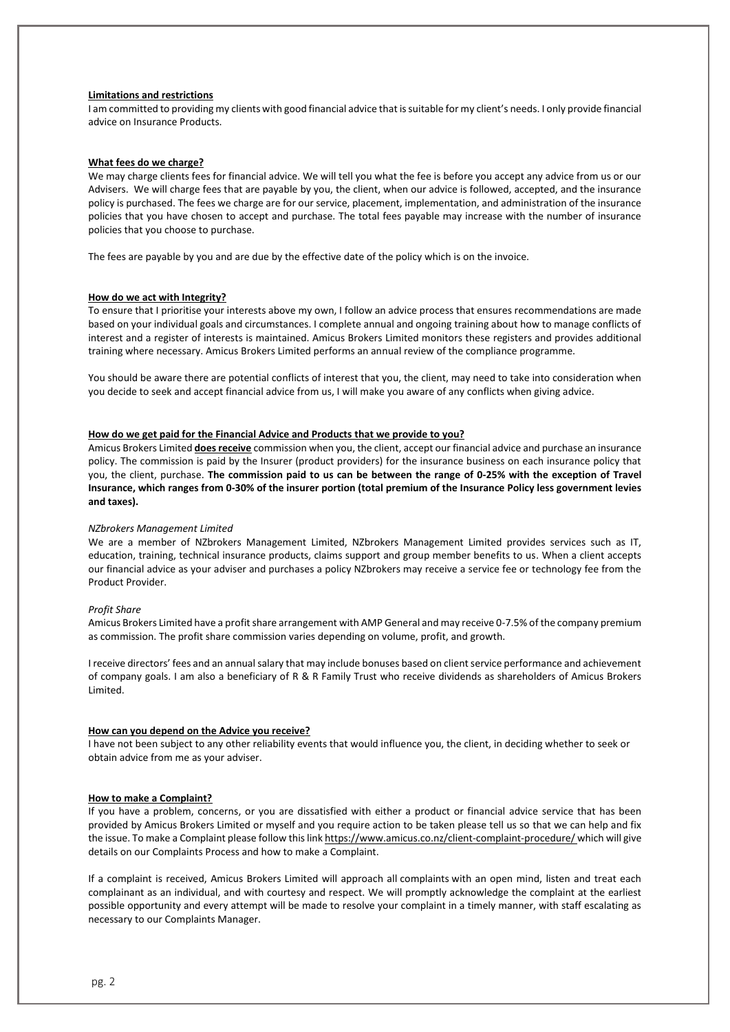**Limitations and restrictions**

I am committed to providing my clients with good financial advice that is suitable for my client's needs. I only provide financial advice on Insurance Products.

**What fees do we charge?**

We may charge clients fees for financial advice. We will tell you what the fee is before you accept any advice from us or our Advisers. We will charge fees that are payable by you, the client, when our advice is followed, accepted, and the insurance policy is purchased. The fees we charge are for our service, placement, implementation, and administration of the insurance policies that you have chosen to accept and purchase. The total fees payable may increase with the number of insurance policies that you choose to purchase.

The fees are payable by you and are due by the effective date of the policy which is on the invoice.

**How do we act with Integrity?**

To ensure that I prioritise your interests above my own, I follow an advice process that ensures recommendations are made based on your individual goals and circumstances. I complete annual and ongoing training about how to manage conflicts of interest and a register of interests is maintained. Amicus Brokers Limited monitors these registers and provides additional training where necessary. Amicus Brokers Limited performs an annual review of the compliance programme.

You should be aware there are potential conflicts of interest that you, the client, may need to take into consideration when you decide to seek and accept financial advice from us, I will make you aware of any conflicts when giving advice.

**How do we get paid for the Financial Advice and Products that we provide to you?**

Amicus Brokers Limited **does receive** commission when you, the client, accept our financial advice and purchase an insurance policy. The commission is paid by the Insurer (product providers) for the insurance business on each insurance policy that you, the client, purchase. **The commission paid to us can be between the range of 0-25% with the exception of Travel Insurance, which ranges from 0-30% of the insurer portion (total premium of the Insurance Policy less government levies and taxes).**

*NZbrokers Management Limited*

We are a member of NZbrokers Management Limited, NZbrokers Management Limited provides services such as IT, education, training, technical insurance products, claims support and group member benefits to us. When a client accepts our financial advice as your adviser and purchases a policy NZbrokers may receive a service fee or technology fee from the Product Provider.

*Profit Share*

Amicus Brokers Limited have a profit share arrangement with AMP General and may receive 0-7.5% of the company premium as commission. The profit share commission varies depending on volume, profit, and growth.

I receive directors' fees and an annual salary that may include bonuses based on client service performance and achievement of company goals. I am also a beneficiary of R & R Family Trust who receive dividends as shareholders of Amicus Brokers Limited.

**How can you depend on the Advice you receive?**

I have not been subject to any other reliability events that would influence you, the client, in deciding whether to seek or obtain advice from me as your adviser.

**How to make a Complaint?**

If you have a problem, concerns, or you are dissatisfied with either a product or financial advice service that has been provided by Amicus Brokers Limited or myself and you require action to be taken please tell us so that we can help and fix the issue. To make a Complaint please follow this link https://www.amicus.co.nz/client-complaint-procedure/ which will give details on our Complaints Process and how to make a Complaint.

If a complaint is received, Amicus Brokers Limited will approach all complaints with an open mind, listen and treat each complainant as an individual, and with courtesy and respect. We will promptly acknowledge the complaint at the earliest possible opportunity and every attempt will be made to resolve your complaint in a timely manner, with staff escalating as necessary to our Complaints Manager.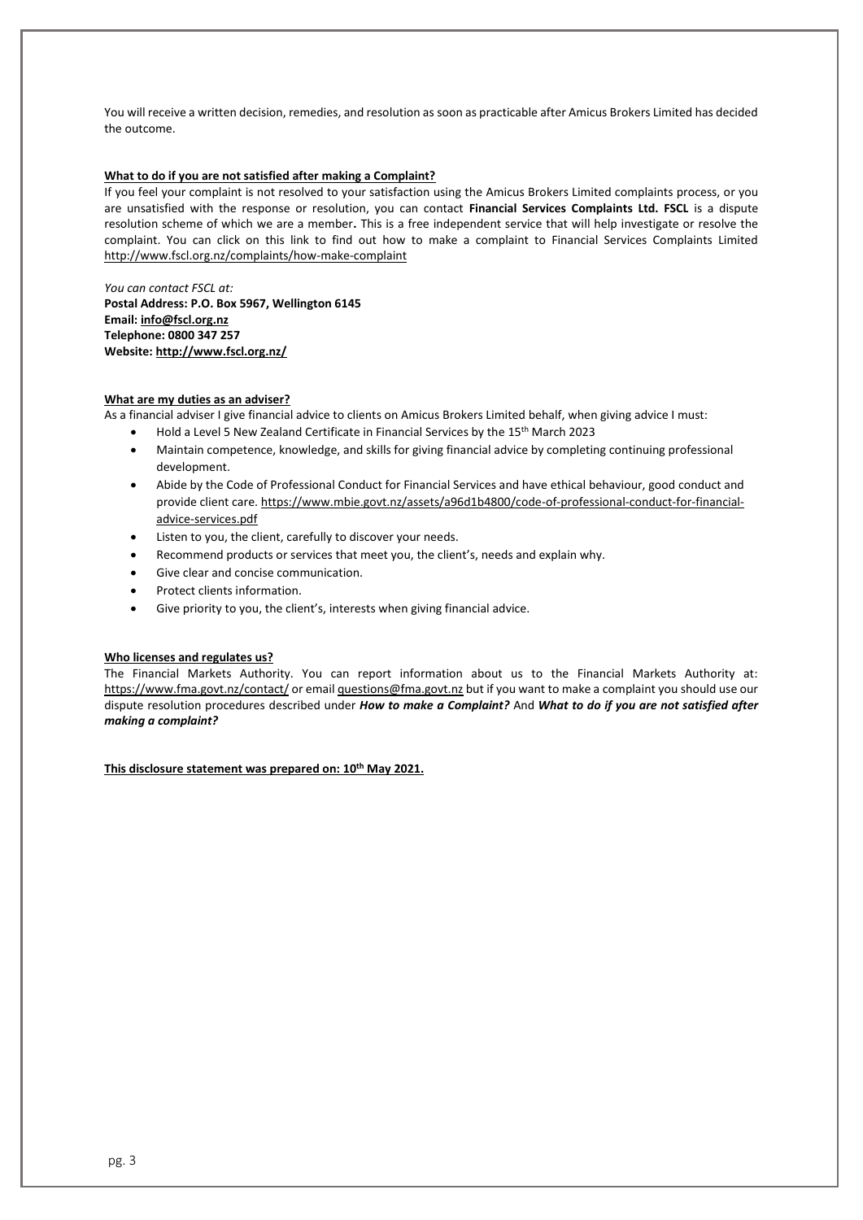You will receive a written decision, remedies, and resolution as soon as practicable after Amicus Brokers Limited has decided the outcome.

**What to do if you are not satisfied after making a Complaint?**

If you feel your complaint is not resolved to your satisfaction using the Amicus Brokers Limited complaints process, or you are unsatisfied with the response or resolution, you can contact **Financial Services Complaints Ltd. FSCL** is a dispute resolution scheme of which we are a member**.** This is a free independent service that will help investigate or resolve the complaint. You can click on this link to find out how to make a complaint to Financial Services Complaints Limited http://www.fscl.org.nz/complaints/how-make-complaint

*You can contact FSCL at:*
**Postal Address: P.O. Box 5967, Wellington 6145**
**Email: info@fscl.org.nz**
**Telephone: 0800 347 257**
**Website: http://www.fscl.org.nz/**

**What are my duties as an adviser?**

As a financial adviser I give financial advice to clients on Amicus Brokers Limited behalf, when giving advice I must:

- Hold a Level 5 New Zealand Certificate in Financial Services by the 15th March 2023
- Maintain competence, knowledge, and skills for giving financial advice by completing continuing professional development.
- Abide by the Code of Professional Conduct for Financial Services and have ethical behaviour, good conduct and provide client care. https://www.mbie.govt.nz/assets/a96d1b4800/code-of-professional-conduct-for-financial-advice-services.pdf
- Listen to you, the client, carefully to discover your needs.
- Recommend products or services that meet you, the client's, needs and explain why.
- Give clear and concise communication.
- Protect clients information.
- Give priority to you, the client's, interests when giving financial advice.

**Who licenses and regulates us?**

The Financial Markets Authority. You can report information about us to the Financial Markets Authority at: https://www.fma.govt.nz/contact/ or email questions@fma.govt.nz but if you want to make a complaint you should use our dispute resolution procedures described under ***How to make a Complaint?*** And ***What to do if you are not satisfied after making a complaint?***

**This disclosure statement was prepared on: 10th May 2021.**